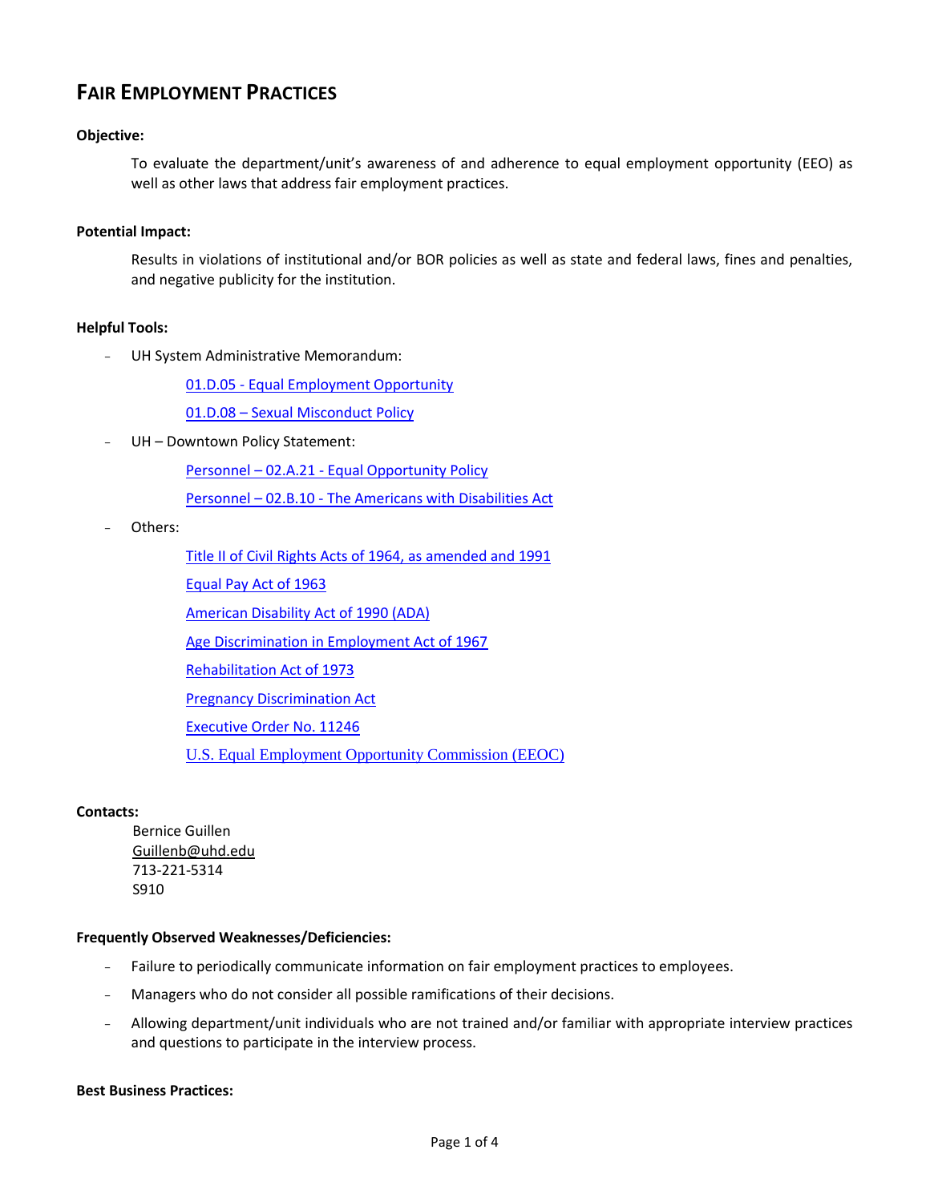# FAIR EMPLOYMENT PRACTICES

**Objective:**

To evaluate the department/unit's awareness of and adherence to equal employment opportunity (EEO) as well as other laws that address fair employment practices.

**Potential Impact:**

Results in violations of institutional and/or BOR policies as well as state and federal laws, fines and penalties, and negative publicity for the institution.

**Helpful Tools:**

- UH System Administrative Memorandum:
  - 01.D.05 - Equal Employment Opportunity
  - 01.D.08 – Sexual Misconduct Policy
- UH – Downtown Policy Statement:
  - Personnel – 02.A.21 - Equal Opportunity Policy
  - Personnel – 02.B.10 - The Americans with Disabilities Act
- Others:
  - Title II of Civil Rights Acts of 1964, as amended and 1991
  - Equal Pay Act of 1963
  - American Disability Act of 1990 (ADA)
  - Age Discrimination in Employment Act of 1967
  - Rehabilitation Act of 1973
  - Pregnancy Discrimination Act
  - Executive Order No. 11246
  - U.S. Equal Employment Opportunity Commission (EEOC)

**Contacts:**

Bernice Guillen
Guillenb@uhd.edu
713-221-5314
S910

**Frequently Observed Weaknesses/Deficiencies:**

- Failure to periodically communicate information on fair employment practices to employees.
- Managers who do not consider all possible ramifications of their decisions.
- Allowing department/unit individuals who are not trained and/or familiar with appropriate interview practices and questions to participate in the interview process.

**Best Business Practices:**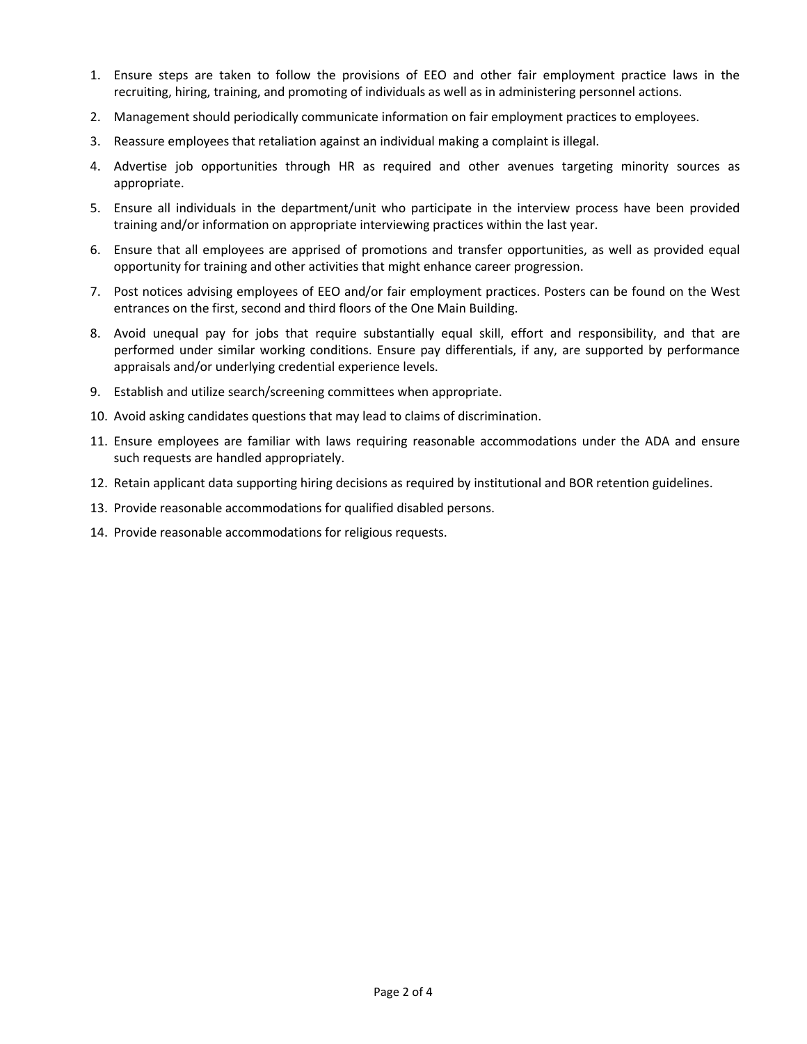1. Ensure steps are taken to follow the provisions of EEO and other fair employment practice laws in the recruiting, hiring, training, and promoting of individuals as well as in administering personnel actions.
2. Management should periodically communicate information on fair employment practices to employees.
3. Reassure employees that retaliation against an individual making a complaint is illegal.
4. Advertise job opportunities through HR as required and other avenues targeting minority sources as appropriate.
5. Ensure all individuals in the department/unit who participate in the interview process have been provided training and/or information on appropriate interviewing practices within the last year.
6. Ensure that all employees are apprised of promotions and transfer opportunities, as well as provided equal opportunity for training and other activities that might enhance career progression.
7. Post notices advising employees of EEO and/or fair employment practices. Posters can be found on the West entrances on the first, second and third floors of the One Main Building.
8. Avoid unequal pay for jobs that require substantially equal skill, effort and responsibility, and that are performed under similar working conditions. Ensure pay differentials, if any, are supported by performance appraisals and/or underlying credential experience levels.
9. Establish and utilize search/screening committees when appropriate.
10. Avoid asking candidates questions that may lead to claims of discrimination.
11. Ensure employees are familiar with laws requiring reasonable accommodations under the ADA and ensure such requests are handled appropriately.
12. Retain applicant data supporting hiring decisions as required by institutional and BOR retention guidelines.
13. Provide reasonable accommodations for qualified disabled persons.
14. Provide reasonable accommodations for religious requests.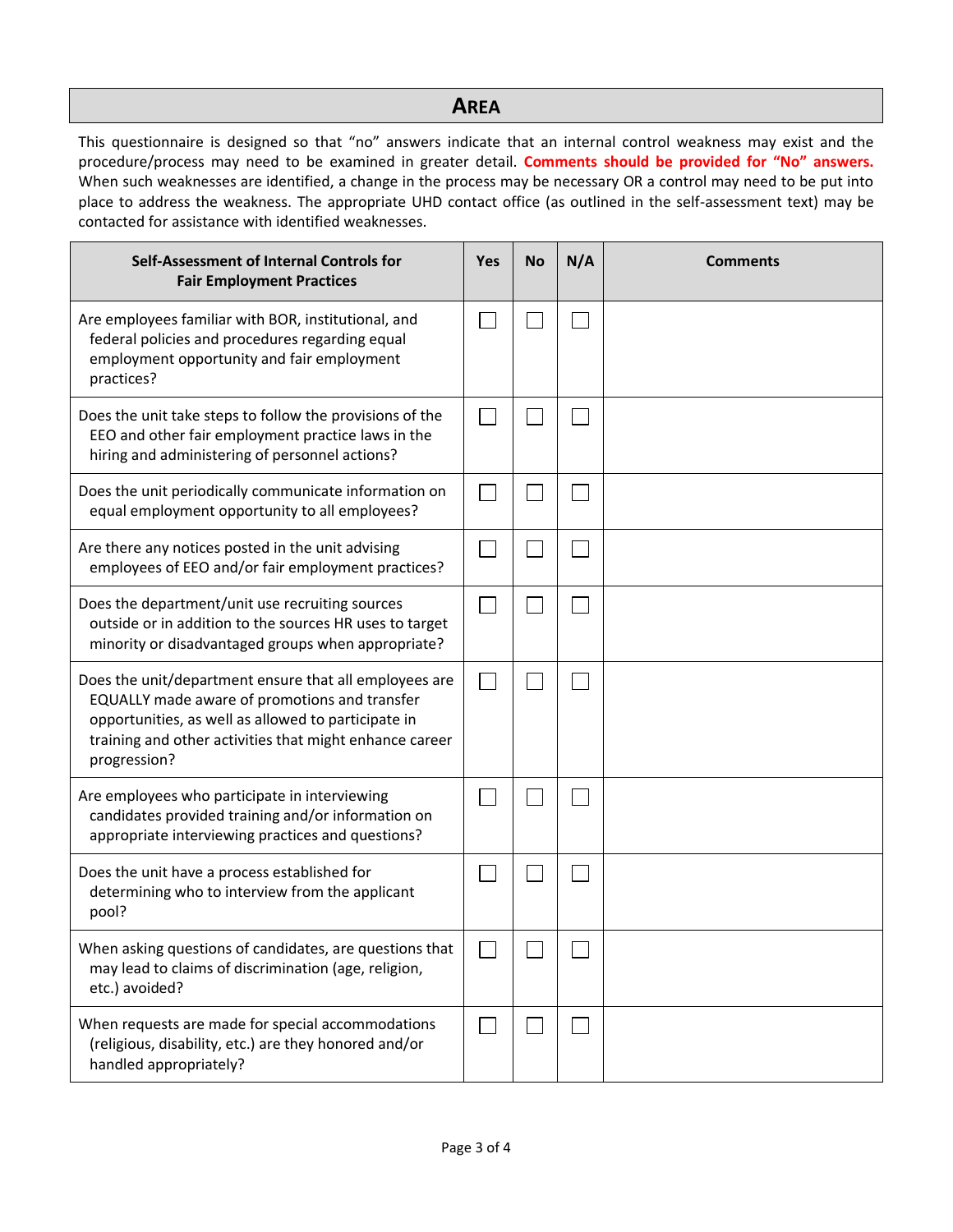## AREA

This questionnaire is designed so that "no" answers indicate that an internal control weakness may exist and the procedure/process may need to be examined in greater detail. **Comments should be provided for "No" answers.** When such weaknesses are identified, a change in the process may be necessary OR a control may need to be put into place to address the weakness. The appropriate UHD contact office (as outlined in the self-assessment text) may be contacted for assistance with identified weaknesses.

| Self-Assessment of Internal Controls for Fair Employment Practices | Yes | No | N/A | Comments |
|---|---|---|---|---|
| Are employees familiar with BOR, institutional, and federal policies and procedures regarding equal employment opportunity and fair employment practices? | ☐ | ☐ | ☐ | |
| Does the unit take steps to follow the provisions of the EEO and other fair employment practice laws in the hiring and administering of personnel actions? | ☐ | ☐ | ☐ | |
| Does the unit periodically communicate information on equal employment opportunity to all employees? | ☐ | ☐ | ☐ | |
| Are there any notices posted in the unit advising employees of EEO and/or fair employment practices? | ☐ | ☐ | ☐ | |
| Does the department/unit use recruiting sources outside or in addition to the sources HR uses to target minority or disadvantaged groups when appropriate? | ☐ | ☐ | ☐ | |
| Does the unit/department ensure that all employees are EQUALLY made aware of promotions and transfer opportunities, as well as allowed to participate in training and other activities that might enhance career progression? | ☐ | ☐ | ☐ | |
| Are employees who participate in interviewing candidates provided training and/or information on appropriate interviewing practices and questions? | ☐ | ☐ | ☐ | |
| Does the unit have a process established for determining who to interview from the applicant pool? | ☐ | ☐ | ☐ | |
| When asking questions of candidates, are questions that may lead to claims of discrimination (age, religion, etc.) avoided? | ☐ | ☐ | ☐ | |
| When requests are made for special accommodations (religious, disability, etc.) are they honored and/or handled appropriately? | ☐ | ☐ | ☐ | |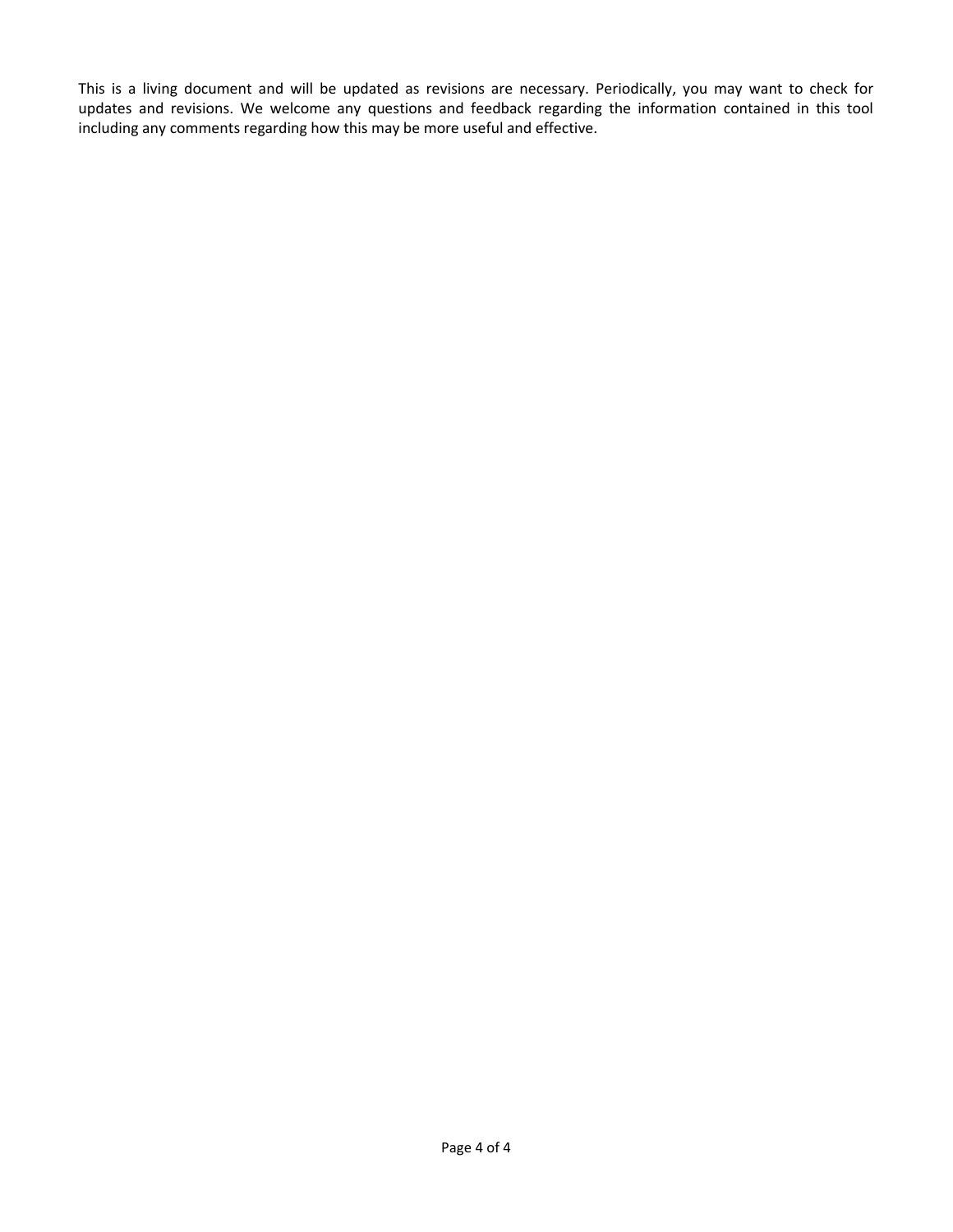This is a living document and will be updated as revisions are necessary. Periodically, you may want to check for updates and revisions. We welcome any questions and feedback regarding the information contained in this tool including any comments regarding how this may be more useful and effective.